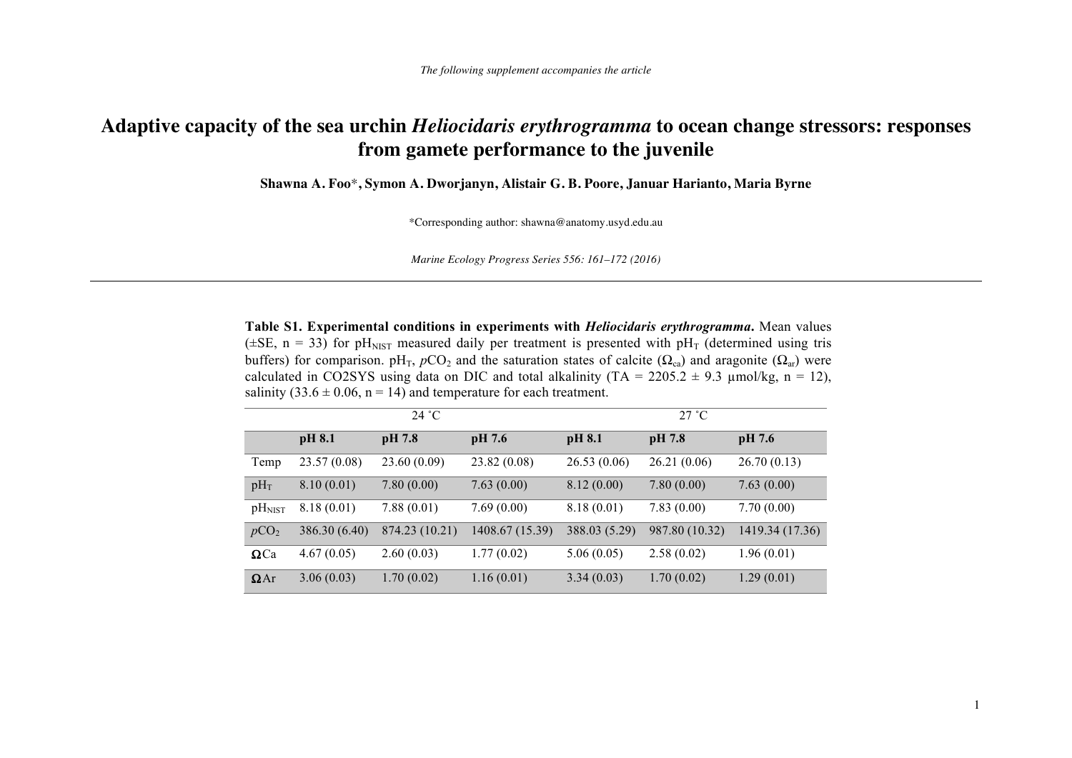*The following supplement accompanies the article*

# Adaptive capacity of the sea urchin *Heliocidaris erythrogramma* to ocean change stressors: responses from gamete performance to the juvenile

**Shawna A. Foo\*, Symon A. Dworjanyn, Alistair G. B. Poore, Januar Harianto, Maria Byrne**

\*Corresponding author: shawna@anatomy.usyd.edu.au

*Marine Ecology Progress Series 556: 161–172 (2016)*

---

**Table S1. Experimental conditions in experiments with *Heliocidaris erythrogramma*.** Mean values (±SE, n = 33) for $pH_{NIST}$ measured daily per treatment is presented with $pH_T$ (determined using tris buffers) for comparison. $pH_T$, $pCO_2$ and the saturation states of calcite ($\Omega_{ca}$) and aragonite ($\Omega_{ar}$) were calculated in CO2SYS using data on DIC and total alkalinity (TA = 2205.2 ± 9.3 µmol/kg, n = 12), salinity (33.6 ± 0.06, n = 14) and temperature for each treatment.

| | 24 °C | | | 27 °C | | |
|---|---|---|---|---|---|---|
| | **pH 8.1** | **pH 7.8** | **pH 7.6** | **pH 8.1** | **pH 7.8** | **pH 7.6** |
| Temp | 23.57 (0.08) | 23.60 (0.09) | 23.82 (0.08) | 26.53 (0.06) | 26.21 (0.06) | 26.70 (0.13) |
| $pH_T$ | 8.10 (0.01) | 7.80 (0.00) | 7.63 (0.00) | 8.12 (0.00) | 7.80 (0.00) | 7.63 (0.00) |
| $pH_{NIST}$ | 8.18 (0.01) | 7.88 (0.01) | 7.69 (0.00) | 8.18 (0.01) | 7.83 (0.00) | 7.70 (0.00) |
| $pCO_2$ | 386.30 (6.40) | 874.23 (10.21) | 1408.67 (15.39) | 388.03 (5.29) | 987.80 (10.32) | 1419.34 (17.36) |
| $\Omega$Ca | 4.67 (0.05) | 2.60 (0.03) | 1.77 (0.02) | 5.06 (0.05) | 2.58 (0.02) | 1.96 (0.01) |
| $\Omega$Ar | 3.06 (0.03) | 1.70 (0.02) | 1.16 (0.01) | 3.34 (0.03) | 1.70 (0.02) | 1.29 (0.01) |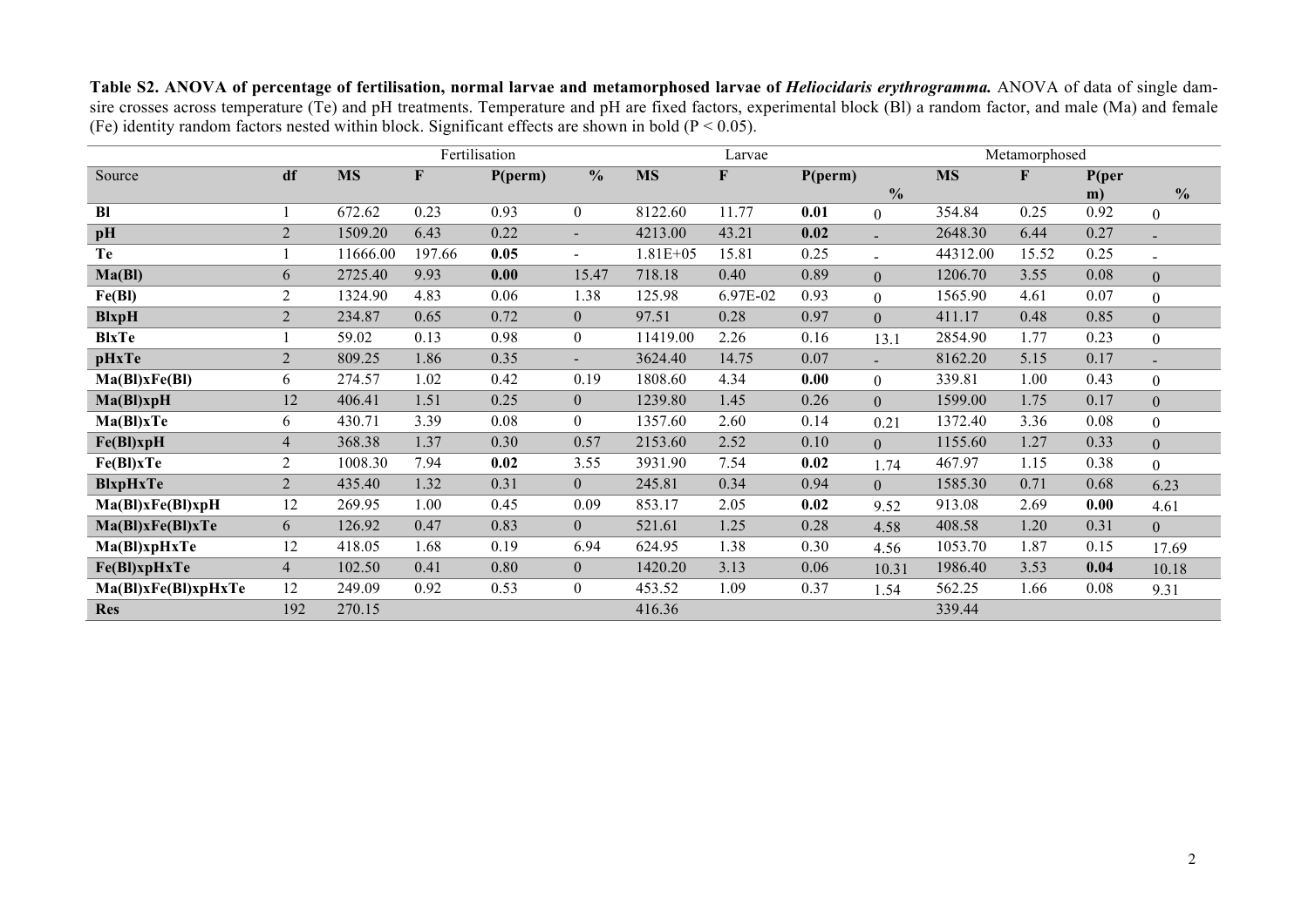**Table S2. ANOVA of percentage of fertilisation, normal larvae and metamorphosed larvae of *Heliocidaris erythrogramma.*** ANOVA of data of single dam-sire crosses across temperature (Te) and pH treatments. Temperature and pH are fixed factors, experimental block (Bl) a random factor, and male (Ma) and female (Fe) identity random factors nested within block. Significant effects are shown in bold (P < 0.05).

| | | Fertilisation | | | | Larvae | | | | Metamorphosed | | | |
|---|---|---|---|---|---|---|---|---|---|---|---|---|---|
| **Source** | **df** | **MS** | **F** | **P(perm)** | **%** | **MS** | **F** | **P(perm)** | **%** | **MS** | **F** | **P(perm)** | **%** |
| **Bl** | 1 | 672.62 | 0.23 | 0.93 | 0 | 8122.60 | 11.77 | **0.01** | 0 | 354.84 | 0.25 | 0.92 | 0 |
| **pH** | 2 | 1509.20 | 6.43 | 0.22 | - | 4213.00 | 43.21 | **0.02** | - | 2648.30 | 6.44 | 0.27 | - |
| **Te** | 1 | 11666.00 | 197.66 | **0.05** | - | 1.81E+05 | 15.81 | 0.25 | - | 44312.00 | 15.52 | 0.25 | - |
| **Ma(Bl)** | 6 | 2725.40 | 9.93 | **0.00** | 15.47 | 718.18 | 0.40 | 0.89 | 0 | 1206.70 | 3.55 | 0.08 | 0 |
| **Fe(Bl)** | 2 | 1324.90 | 4.83 | 0.06 | 1.38 | 125.98 | 6.97E-02 | 0.93 | 0 | 1565.90 | 4.61 | 0.07 | 0 |
| **BlxpH** | 2 | 234.87 | 0.65 | 0.72 | 0 | 97.51 | 0.28 | 0.97 | 0 | 411.17 | 0.48 | 0.85 | 0 |
| **BlxTe** | 1 | 59.02 | 0.13 | 0.98 | 0 | 11419.00 | 2.26 | 0.16 | 13.1 | 2854.90 | 1.77 | 0.23 | 0 |
| **pHxTe** | 2 | 809.25 | 1.86 | 0.35 | - | 3624.40 | 14.75 | 0.07 | - | 8162.20 | 5.15 | 0.17 | - |
| **Ma(Bl)xFe(Bl)** | 6 | 274.57 | 1.02 | 0.42 | 0.19 | 1808.60 | 4.34 | **0.00** | 0 | 339.81 | 1.00 | 0.43 | 0 |
| **Ma(Bl)xpH** | 12 | 406.41 | 1.51 | 0.25 | 0 | 1239.80 | 1.45 | 0.26 | 0 | 1599.00 | 1.75 | 0.17 | 0 |
| **Ma(Bl)xTe** | 6 | 430.71 | 3.39 | 0.08 | 0 | 1357.60 | 2.60 | 0.14 | 0.21 | 1372.40 | 3.36 | 0.08 | 0 |
| **Fe(Bl)xpH** | 4 | 368.38 | 1.37 | 0.30 | 0.57 | 2153.60 | 2.52 | 0.10 | 0 | 1155.60 | 1.27 | 0.33 | 0 |
| **Fe(Bl)xTe** | 2 | 1008.30 | 7.94 | **0.02** | 3.55 | 3931.90 | 7.54 | **0.02** | 1.74 | 467.97 | 1.15 | 0.38 | 0 |
| **BlxpHxTe** | 2 | 435.40 | 1.32 | 0.31 | 0 | 245.81 | 0.34 | 0.94 | 0 | 1585.30 | 0.71 | 0.68 | 6.23 |
| **Ma(Bl)xFe(Bl)xpH** | 12 | 269.95 | 1.00 | 0.45 | 0.09 | 853.17 | 2.05 | **0.02** | 9.52 | 913.08 | 2.69 | **0.00** | 4.61 |
| **Ma(Bl)xFe(Bl)xTe** | 6 | 126.92 | 0.47 | 0.83 | 0 | 521.61 | 1.25 | 0.28 | 4.58 | 408.58 | 1.20 | 0.31 | 0 |
| **Ma(Bl)xpHxTe** | 12 | 418.05 | 1.68 | 0.19 | 6.94 | 624.95 | 1.38 | 0.30 | 4.56 | 1053.70 | 1.87 | 0.15 | 17.69 |
| **Fe(Bl)xpHxTe** | 4 | 102.50 | 0.41 | 0.80 | 0 | 1420.20 | 3.13 | 0.06 | 10.31 | 1986.40 | 3.53 | **0.04** | 10.18 |
| **Ma(Bl)xFe(Bl)xpHxTe** | 12 | 249.09 | 0.92 | 0.53 | 0 | 453.52 | 1.09 | 0.37 | 1.54 | 562.25 | 1.66 | 0.08 | 9.31 |
| **Res** | 192 | 270.15 | | | | 416.36 | | | | 339.44 | | | |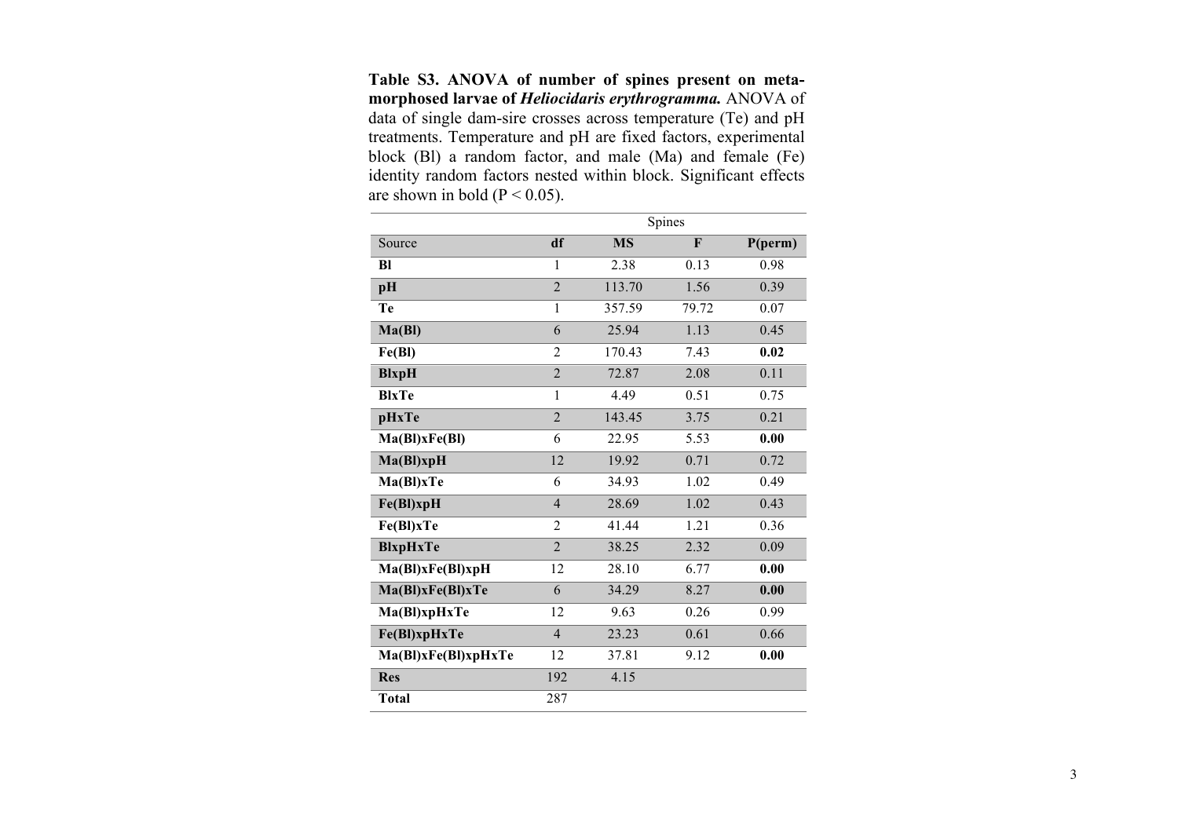**Table S3. ANOVA of number of spines present on metamorphosed larvae of *Heliocidaris erythrogramma.*** ANOVA of data of single dam-sire crosses across temperature (Te) and pH treatments. Temperature and pH are fixed factors, experimental block (Bl) a random factor, and male (Ma) and female (Fe) identity random factors nested within block. Significant effects are shown in bold ($P < 0.05$).

| | Spines | | | |
|---|---|---|---|---|
| Source | df | MS | F | P(perm) |
| **Bl** | 1 | 2.38 | 0.13 | 0.98 |
| **pH** | 2 | 113.70 | 1.56 | 0.39 |
| **Te** | 1 | 357.59 | 79.72 | 0.07 |
| **Ma(Bl)** | 6 | 25.94 | 1.13 | 0.45 |
| **Fe(Bl)** | 2 | 170.43 | 7.43 | **0.02** |
| **BlxpH** | 2 | 72.87 | 2.08 | 0.11 |
| **BlxTe** | 1 | 4.49 | 0.51 | 0.75 |
| **pHxTe** | 2 | 143.45 | 3.75 | 0.21 |
| **Ma(Bl)xFe(Bl)** | 6 | 22.95 | 5.53 | **0.00** |
| **Ma(Bl)xpH** | 12 | 19.92 | 0.71 | 0.72 |
| **Ma(Bl)xTe** | 6 | 34.93 | 1.02 | 0.49 |
| **Fe(Bl)xpH** | 4 | 28.69 | 1.02 | 0.43 |
| **Fe(Bl)xTe** | 2 | 41.44 | 1.21 | 0.36 |
| **BlxpHxTe** | 2 | 38.25 | 2.32 | 0.09 |
| **Ma(Bl)xFe(Bl)xpH** | 12 | 28.10 | 6.77 | **0.00** |
| **Ma(Bl)xFe(Bl)xTe** | 6 | 34.29 | 8.27 | **0.00** |
| **Ma(Bl)xpHxTe** | 12 | 9.63 | 0.26 | 0.99 |
| **Fe(Bl)xpHxTe** | 4 | 23.23 | 0.61 | 0.66 |
| **Ma(Bl)xFe(Bl)xpHxTe** | 12 | 37.81 | 9.12 | **0.00** |
| **Res** | 192 | 4.15 | | |
| **Total** | 287 | | | |